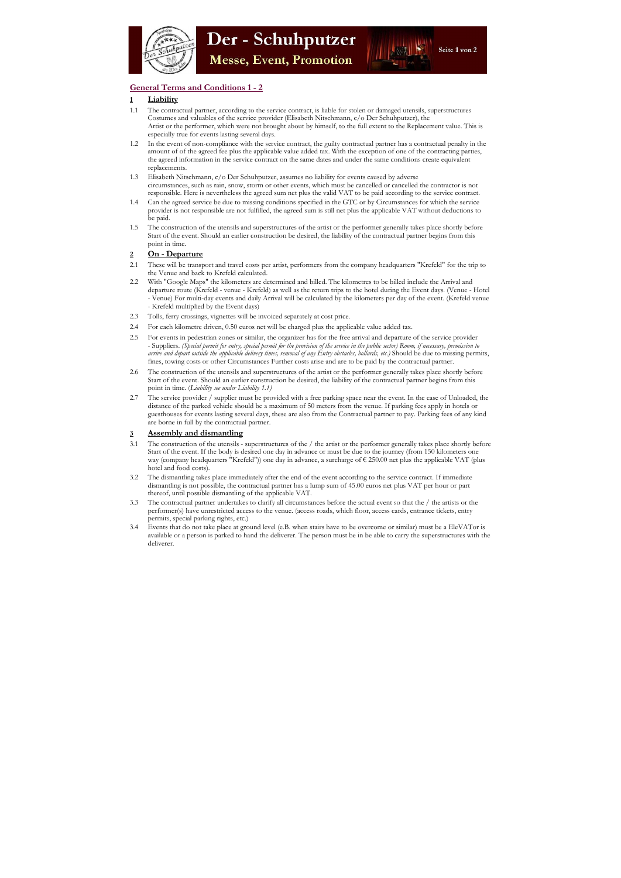## General Terms and Conditions 1 - 2

### 1 Liability

1.1 The contractual partner, according to the service contract, is liable for stolen or damaged utensils, superstructures Costumes and valuables of the service provider (Elisabeth Nitschmann, c/o Der Schuhputzer), the Artist or the performer, which were not brought about by himself, to the full extent to the Replacement value. This is especially true for events lasting several days.

1.2 In the event of non-compliance with the service contract, the guilty contractual partner has a contractual penalty in the amount of of of the agreed fee plus the applicable value added tax. With the exception of one of the contracting parties, the agreed information in the service contract on the same dates and under the same conditions create equivalent replacements.

1.3 Elisabeth Nitschmann, c/o Der Schuhputzer, assumes no liability for events caused by adverse circumstances, such as rain, snow, storm or other events, which must be cancelled or cancelled the contractor is not responsible. Here is nevertheless the agreed sum net plus the valid VAT to be paid according to the service contract.

1.4 Can the agreed service be due to missing conditions specified in the GTC or by Circumstances for which the service provider is not responsible are not fulfilled, the agreed sum is still net plus the applicable VAT without deductions to be paid.

1.5 The construction of the utensils and superstructures of the artist or the performer generally takes place shortly before Start of the event. Should an earlier construction be desired, the liability of the contractual partner begins from this point in time.

### 2 On - Departure

2.1 These will be transport and travel costs per artist, performers from the company headquarters "Krefeld" for the trip to the Venue and back to Krefeld calculated.

2.2 With "Google Maps" the kilometers are determined and billed. The kilometres to be billed include the Arrival and departure route (Krefeld - venue - Krefeld) as well as the return trips to the hotel during the Event days. (Venue - Hotel - Venue) For multi-day events and daily Arrival will be calculated by the kilometers per day of the event. (Krefeld venue - Krefeld multiplied by the Event days)

2.3 Tolls, ferry crossings, vignettes will be invoiced separately at cost price.

2.4 For each kilometre driven, 0.50 euros net will be charged plus the applicable value added tax.

2.5 For events in pedestrian zones or similar, the organizer has for the free arrival and departure of the service provider - Suppliers. *(Special permit for entry, special permit for the provision of the service in the public sector) Room, if necessary, permission to arrive and depart outside the applicable delivery times, removal of any Entry obstacles, bollards, etc.)* Should be due to missing permits, fines, towing costs or other Circumstances Further costs arise and are to be paid by the contractual partner.

2.6 The construction of the utensils and superstructures of the artist or the performer generally takes place shortly before Start of the event. Should an earlier construction be desired, the liability of the contractual partner begins from this point in time. (*Liability see under Liability 1.1)*

2.7 The service provider / supplier must be provided with a free parking space near the event. In the case of Unloaded, the distance of the parked vehicle should be a maximum of 50 meters from the venue. If parking fees apply in hotels or guesthouses for events lasting several days, these are also from the Contractual partner to pay. Parking fees of any kind are borne in full by the contractual partner.

### 3 Assembly and dismantling

3.1 The construction of the utensils - superstructures of the / the artist or the performer generally takes place shortly before Start of the event. If the body is desired one day in advance or must be due to the journey (from 150 kilometers one way (company headquarters "Krefeld")) one day in advance, a surcharge of € 250.00 net plus the applicable VAT (plus hotel and food costs).

3.2 The dismantling takes place immediately after the end of the event according to the service contract. If immediate dismantling is not possible, the contractual partner has a lump sum of 45.00 euros net plus VAT per hour or part thereof, until possible dismantling of the applicable VAT.

3.3 The contractual partner undertakes to clarify all circumstances before the actual event so that the / the artists or the performer(s) have unrestricted access to the venue. (access roads, which floor, access cards, entrance tickets, entry permits, special parking rights, etc.)

3.4 Events that do not take place at ground level (e.B. when stairs have to be overcome or similar) must be a EleVATor is available or a person is parked to hand the deliverer. The person must be in be able to carry the superstructures with the deliverer.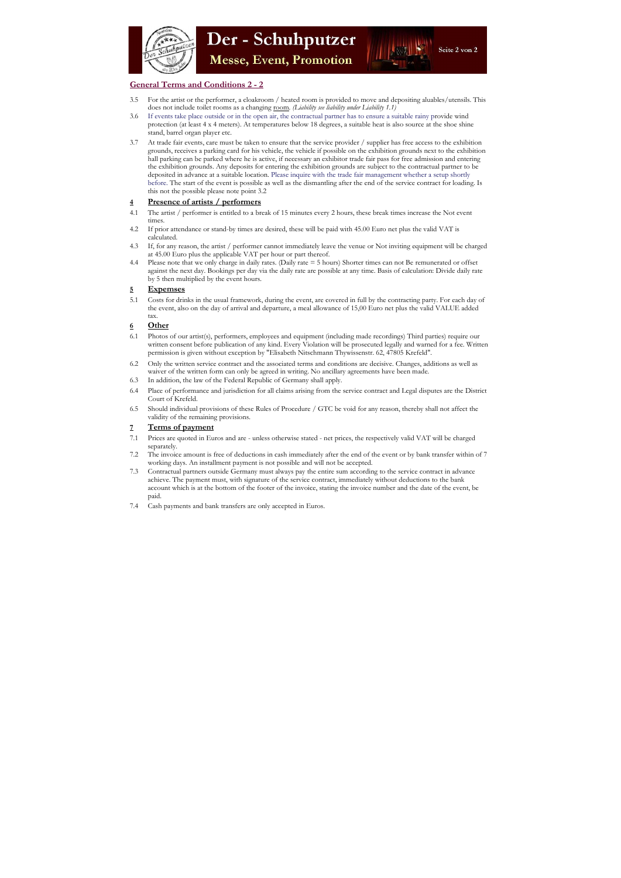## General Terms and Conditions 2 - 2

3.5 For the artist or the performer, a cloakroom / heated room is provided to move and depositing aluables/utensils. This does not include toilet rooms as a changing room. *(Liability see liability under Liability 1.1)*

3.6 If events take place outside or in the open air, the contractual partner has to ensure a suitable rainy provide wind protection (at least 4 x 4 meters). At temperatures below 18 degrees, a suitable heat is also source at the shoe shine stand, barrel organ player etc.

3.7 At trade fair events, care must be taken to ensure that the service provider / supplier has free access to the exhibition grounds, receives a parking card for his vehicle, the vehicle if possible on the exhibition grounds next to the exhibition hall parking can be parked where he is active, if necessary an exhibitor trade fair pass for free admission and entering the exhibition grounds. Any deposits for entering the exhibition grounds are subject to the contractual partner to be deposited in advance at a suitable location. Please inquire with the trade fair management whether a setup shortly before. The start of the event is possible as well as the dismantling after the end of the service contract for loading. Is this not the possible please note point 3.2

### 4 Presence of artists / performers

4.1 The artist / performer is entitled to a break of 15 minutes every 2 hours, these break times increase the Not event times.

4.2 If prior attendance or stand-by times are desired, these will be paid with 45.00 Euro net plus the valid VAT is calculated.

4.3 If, for any reason, the artist / performer cannot immediately leave the venue or Not inviting equipment will be charged at 45.00 Euro plus the applicable VAT per hour or part thereof.

4.4 Please note that we only charge in daily rates. (Daily rate = 5 hours) Shorter times can not Be remunerated or offset against the next day. Bookings per day via the daily rate are possible at any time. Basis of calculation: Divide daily rate by 5 then multiplied by the event hours.

### 5 Expemses

5.1 Costs for drinks in the usual framework, during the event, are covered in full by the contracting party. For each day of the event, also on the day of arrival and departure, a meal allowance of 15,00 Euro net plus the valid VALUE added tax.

### 6 Other

6.1 Photos of our artist(s), performers, employees and equipment (including made recordings) Third parties) require our written consent before publication of any kind. Every Violation will be prosecuted legally and warned for a fee. Written permission is given without exception by "Elisabeth Nitschmann Thywissenstr. 62, 47805 Krefeld".

6.2 Only the written service contract and the associated terms and conditions are decisive. Changes, additions as well as waiver of the written form can only be agreed in writing. No ancillary agreements have been made.

6.3 In addition, the law of the Federal Republic of Germany shall apply.

6.4 Place of performance and jurisdiction for all claims arising from the service contract and Legal disputes are the District Court of Krefeld.

6.5 Should individual provisions of these Rules of Procedure / GTC be void for any reason, thereby shall not affect the validity of the remaining provisions.

### 7 Terms of payment

7.1 Prices are quoted in Euros and are - unless otherwise stated - net prices, the respectively valid VAT will be charged separately.

7.2 The invoice amount is free of deductions in cash immediately after the end of the event or by bank transfer within of 7 working days. An installment payment is not possible and will not be accepted.

7.3 Contractual partners outside Germany must always pay the entire sum according to the service contract in advance achieve. The payment must, with signature of the service contract, immediately without deductions to the bank account which is at the bottom of the footer of the invoice, stating the invoice number and the date of the event, be paid.

7.4 Cash payments and bank transfers are only accepted in Euros.